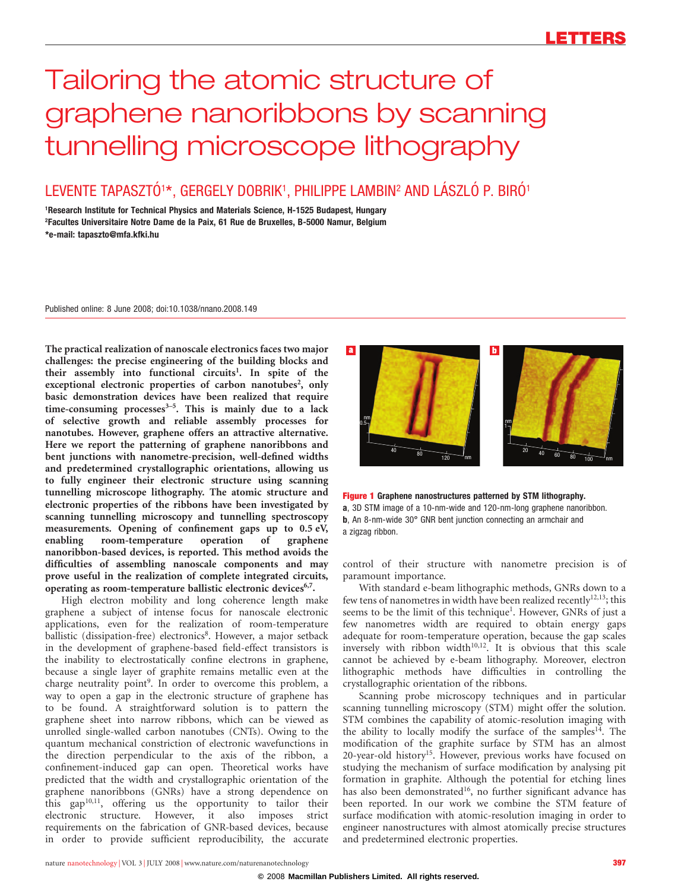# Tailoring the atomic structure of graphene nanoribbons by scanning tunnelling microscope lithography

LEVENTE TAPASZTÓ[1]*, GERGELY DOBRIK[1], PHILIPPE LAMBIN[2] AND LÁSZLÓ P. BIRÓ[1]

[1]Research Institute for Technical Physics and Materials Science, H-1525 Budapest, Hungary
[2]Facultes Universitaire Notre Dame de la Paix, 61 Rue de Bruxelles, B-5000 Namur, Belgium
*e-mail: tapaszto@mfa.kfki.hu

Published online: 8 June 2008; doi:10.1038/nnano.2008.149

**The practical realization of nanoscale electronics faces two major challenges: the precise engineering of the building blocks and their assembly into functional circuits[1]. In spite of the exceptional electronic properties of carbon nanotubes[2], only basic demonstration devices have been realized that require time-consuming processes[3–5]. This is mainly due to a lack of selective growth and reliable assembly processes for nanotubes. However, graphene offers an attractive alternative. Here we report the patterning of graphene nanoribbons and bent junctions with nanometre-precision, well-defined widths and predetermined crystallographic orientations, allowing us to fully engineer their electronic structure using scanning tunnelling microscope lithography. The atomic structure and electronic properties of the ribbons have been investigated by scanning tunnelling microscopy and tunnelling spectroscopy measurements. Opening of confinement gaps up to 0.5 eV, enabling room-temperature operation of graphene nanoribbon-based devices, is reported. This method avoids the difficulties of assembling nanoscale components and may prove useful in the realization of complete integrated circuits, operating as room-temperature ballistic electronic devices[6,7].**

High electron mobility and long coherence length make graphene a subject of intense focus for nanoscale electronic applications, even for the realization of room-temperature ballistic (dissipation-free) electronics[8]. However, a major setback in the development of graphene-based field-effect transistors is the inability to electrostatically confine electrons in graphene, because a single layer of graphite remains metallic even at the charge neutrality point[9]. In order to overcome this problem, a way to open a gap in the electronic structure of graphene has to be found. A straightforward solution is to pattern the graphene sheet into narrow ribbons, which can be viewed as unrolled single-walled carbon nanotubes (CNTs). Owing to the quantum mechanical constriction of electronic wavefunctions in the direction perpendicular to the axis of the ribbon, a confinement-induced gap can open. Theoretical works have predicted that the width and crystallographic orientation of the graphene nanoribbons (GNRs) have a strong dependence on this gap[10,11], offering us the opportunity to tailor their electronic structure. However, it also imposes strict requirements on the fabrication of GNR-based devices, because in order to provide sufficient reproducibility, the accurate control of their structure with nanometre precision is of paramount importance.

**Figure 1 Graphene nanostructures patterned by STM lithography.** **a**, 3D STM image of a 10-nm-wide and 120-nm-long graphene nanoribbon. **b**, An 8-nm-wide 30° GNR bent junction connecting an armchair and a zigzag ribbon.

With standard e-beam lithographic methods, GNRs down to a few tens of nanometres in width have been realized recently[12,13]; this seems to be the limit of this technique[1]. However, GNRs of just a few nanometres width are required to obtain energy gaps adequate for room-temperature operation, because the gap scales inversely with ribbon width[10,12]. It is obvious that this scale cannot be achieved by e-beam lithography. Moreover, electron lithographic methods have difficulties in controlling the crystallographic orientation of the ribbons.

Scanning probe microscopy techniques and in particular scanning tunnelling microscopy (STM) might offer the solution. STM combines the capability of atomic-resolution imaging with the ability to locally modify the surface of the samples[14]. The modification of the graphite surface by STM has an almost 20-year-old history[15]. However, previous works have focused on studying the mechanism of surface modification by analysing pit formation in graphite. Although the potential for etching lines has also been demonstrated[16], no further significant advance has been reported. In our work we combine the STM feature of surface modification with atomic-resolution imaging in order to engineer nanostructures with almost atomically precise structures and predetermined electronic properties.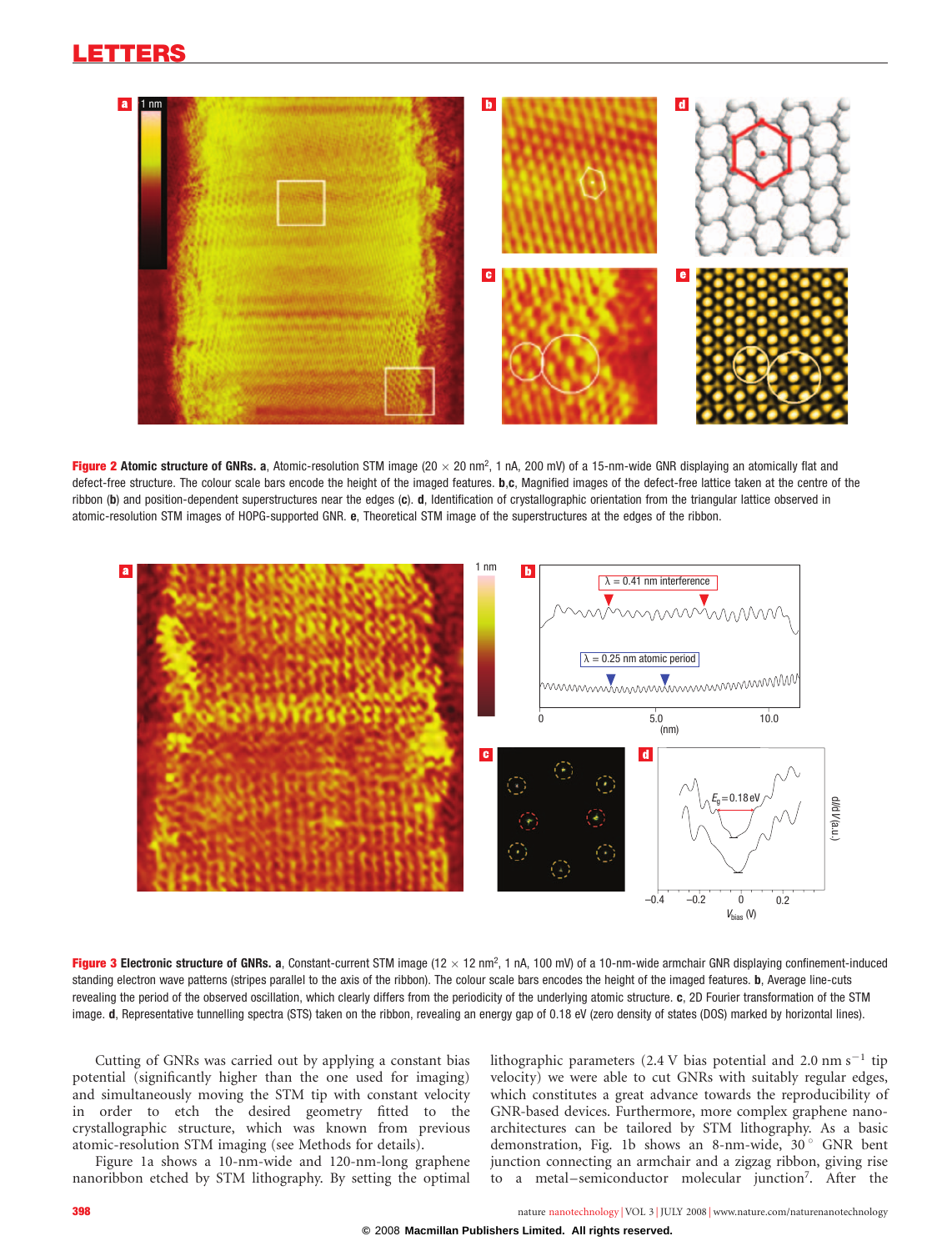**Figure 2 Atomic structure of GNRs.** **a**, Atomic-resolution STM image (20 × 20 nm$^2$, 1 nA, 200 mV) of a 15-nm-wide GNR displaying an atomically flat and defect-free structure. The colour scale bars encode the height of the imaged features. **b**,**c**, Magnified images of the defect-free lattice taken at the centre of the ribbon (**b**) and position-dependent superstructures near the edges (**c**). **d**, Identification of crystallographic orientation from the triangular lattice observed in atomic-resolution STM images of HOPG-supported GNR. **e**, Theoretical STM image of the superstructures at the edges of the ribbon.

**Figure 3 Electronic structure of GNRs.** **a**, Constant-current STM image (12 × 12 nm$^2$, 1 nA, 100 mV) of a 10-nm-wide armchair GNR displaying confinement-induced standing electron wave patterns (stripes parallel to the axis of the ribbon). The colour scale bars encodes the height of the imaged features. **b**, Average line-cuts revealing the period of the observed oscillation, which clearly differs from the periodicity of the underlying atomic structure. **c**, 2D Fourier transformation of the STM image. **d**, Representative tunnelling spectra (STS) taken on the ribbon, revealing an energy gap of 0.18 eV (zero density of states (DOS) marked by horizontal lines).

Cutting of GNRs was carried out by applying a constant bias potential (significantly higher than the one used for imaging) and simultaneously moving the STM tip with constant velocity in order to etch the desired geometry fitted to the crystallographic structure, which was known from previous atomic-resolution STM imaging (see Methods for details).

Figure 1a shows a 10-nm-wide and 120-nm-long graphene nanoribbon etched by STM lithography. By setting the optimal lithographic parameters (2.4 V bias potential and 2.0 nm s$^{-1}$ tip velocity) we were able to cut GNRs with suitably regular edges, which constitutes a great advance towards the reproducibility of GNR-based devices. Furthermore, more complex graphene nano-architectures can be tailored by STM lithography. As a basic demonstration, Fig. 1b shows an 8-nm-wide, 30° GNR bent junction connecting an armchair and a zigzag ribbon, giving rise to a metal–semiconductor molecular junction[7]. After the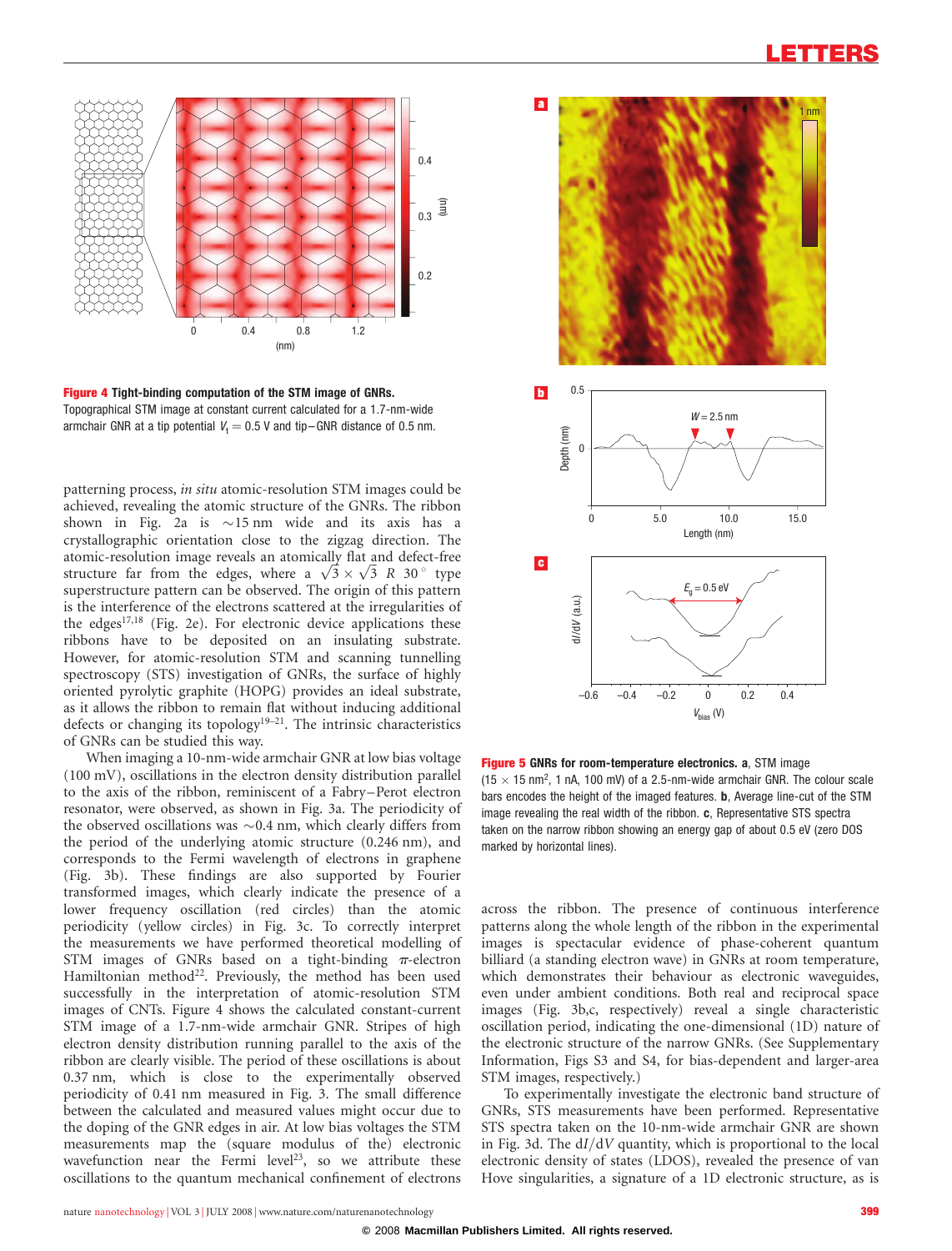**Figure 4** **Tight-binding computation of the STM image of GNRs.** Topographical STM image at constant current calculated for a 1.7-nm-wide armchair GNR at a tip potential $V_t = 0.5$ V and tip–GNR distance of 0.5 nm.

patterning process, *in situ* atomic-resolution STM images could be achieved, revealing the atomic structure of the GNRs. The ribbon shown in Fig. 2a is ~15 nm wide and its axis has a crystallographic orientation close to the zigzag direction. The atomic-resolution image reveals an atomically flat and defect-free structure far from the edges, where a $\sqrt{3} \times \sqrt{3}$ $R$ $30^\circ$ type superstructure pattern can be observed. The origin of this pattern is the interference of the electrons scattered at the irregularities of the edges[17,18] (Fig. 2e). For electronic device applications these ribbons have to be deposited on an insulating substrate. However, for atomic-resolution STM and scanning tunnelling spectroscopy (STS) investigation of GNRs, the surface of highly oriented pyrolytic graphite (HOPG) provides an ideal substrate, as it allows the ribbon to remain flat without inducing additional defects or changing its topology[19–21]. The intrinsic characteristics of GNRs can be studied this way.

When imaging a 10-nm-wide armchair GNR at low bias voltage (100 mV), oscillations in the electron density distribution parallel to the axis of the ribbon, reminiscent of a Fabry–Perot electron resonator, were observed, as shown in Fig. 3a. The periodicity of the observed oscillations was ~0.4 nm, which clearly differs from the period of the underlying atomic structure (0.246 nm), and corresponds to the Fermi wavelength of electrons in graphene (Fig. 3b). These findings are also supported by Fourier transformed images, which clearly indicate the presence of a lower frequency oscillation (red circles) than the atomic periodicity (yellow circles) in Fig. 3c. To correctly interpret the measurements we have performed theoretical modelling of STM images of GNRs based on a tight-binding $\pi$-electron Hamiltonian method[22]. Previously, the method has been used successfully in the interpretation of atomic-resolution STM images of CNTs. Figure 4 shows the calculated constant-current STM image of a 1.7-nm-wide armchair GNR. Stripes of high electron density distribution running parallel to the axis of the ribbon are clearly visible. The period of these oscillations is about 0.37 nm, which is close to the experimentally observed periodicity of 0.41 nm measured in Fig. 3. The small difference between the calculated and measured values might occur due to the doping of the GNR edges in air. At low bias voltages the STM measurements map the (square modulus of the) electronic wavefunction near the Fermi level[23], so we attribute these oscillations to the quantum mechanical confinement of electrons across the ribbon. The presence of continuous interference patterns along the whole length of the ribbon in the experimental images is spectacular evidence of phase-coherent quantum billiard (a standing electron wave) in GNRs at room temperature, which demonstrates their behaviour as electronic waveguides, even under ambient conditions. Both real and reciprocal space images (Fig. 3b,c, respectively) reveal a single characteristic oscillation period, indicating the one-dimensional (1D) nature of the electronic structure of the narrow GNRs. (See Supplementary Information, Figs S3 and S4, for bias-dependent and larger-area STM images, respectively.)

To experimentally investigate the electronic band structure of GNRs, STS measurements have been performed. Representative STS spectra taken on the 10-nm-wide armchair GNR are shown in Fig. 3d. The d$I$/d$V$ quantity, which is proportional to the local electronic density of states (LDOS), revealed the presence of van Hove singularities, a signature of a 1D electronic structure, as is

**Figure 5** **GNRs for room-temperature electronics.** **a**, STM image ($15 \times 15$ nm$^2$, 1 nA, 100 mV) of a 2.5-nm-wide armchair GNR. The colour scale bars encodes the height of the imaged features. **b**, Average line-cut of the STM image revealing the real width of the ribbon. **c**, Representative STS spectra taken on the narrow ribbon showing an energy gap of about 0.5 eV (zero DOS marked by horizontal lines).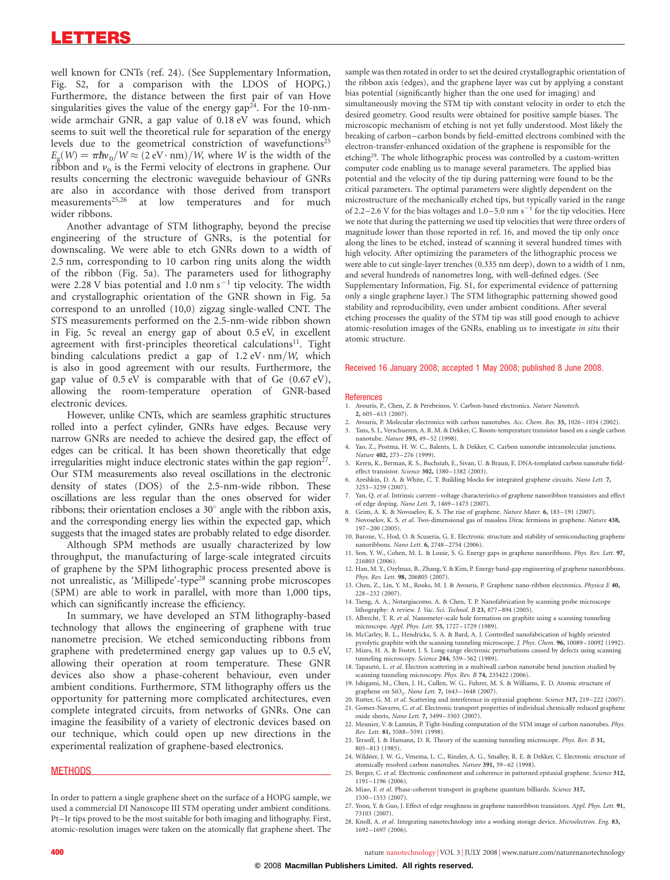well known for CNTs (ref. 24). (See Supplementary Information, Fig. S2, for a comparison with the LDOS of HOPG.) Furthermore, the distance between the first pair of van Hove singularities gives the value of the energy gap[24]. For the 10-nm-wide armchair GNR, a gap value of 0.18 eV was found, which seems to suit well the theoretical rule for separation of the energy levels due to the geometrical constriction of wavefunctions[25] $E_g(W) = \pi\hbar v_0/W \approx (2\,\text{eV}\cdot\text{nm})/W$, where $W$ is the width of the ribbon and $v_0$ is the Fermi velocity of electrons in graphene. Our results concerning the electronic waveguide behaviour of GNRs are also in accordance with those derived from transport measurements[25,26] at low temperatures and for much wider ribbons.

Another advantage of STM lithography, beyond the precise engineering of the structure of GNRs, is the potential for downscaling. We were able to etch GNRs down to a width of 2.5 nm, corresponding to 10 carbon ring units along the width of the ribbon (Fig. 5a). The parameters used for lithography were 2.28 V bias potential and 1.0 nm s$^{-1}$ tip velocity. The width and crystallographic orientation of the GNR shown in Fig. 5a correspond to an unrolled (10,0) zigzag single-walled CNT. The STS measurements performed on the 2.5-nm-wide ribbon shown in Fig. 5c reveal an energy gap of about 0.5 eV, in excellent agreement with first-principles theoretical calculations[11]. Tight binding calculations predict a gap of $1.2\,\text{eV}\cdot\text{nm}/W$, which is also in good agreement with our results. Furthermore, the gap value of 0.5 eV is comparable with that of Ge (0.67 eV), allowing the room-temperature operation of GNR-based electronic devices.

However, unlike CNTs, which are seamless graphitic structures rolled into a perfect cylinder, GNRs have edges. Because very narrow GNRs are needed to achieve the desired gap, the effect of edges can be critical. It has been shown theoretically that edge irregularities might induce electronic states within the gap region[27]. Our STM measurements also reveal oscillations in the electronic density of states (DOS) of the 2.5-nm-wide ribbon. These oscillations are less regular than the ones observed for wider ribbons; their orientation encloses a 30° angle with the ribbon axis, and the corresponding energy lies within the expected gap, which suggests that the imaged states are probably related to edge disorder.

Although SPM methods are usually characterized by low throughput, the manufacturing of large-scale integrated circuits of graphene by the SPM lithographic process presented above is not unrealistic, as 'Millipede'-type[28] scanning probe microscopes (SPM) are able to work in parallel, with more than 1,000 tips, which can significantly increase the efficiency.

In summary, we have developed an STM lithography-based technology that allows the engineering of graphene with true nanometre precision. We etched semiconducting ribbons from graphene with predetermined energy gap values up to 0.5 eV, allowing their operation at room temperature. These GNR devices also show a phase-coherent behaviour, even under ambient conditions. Furthermore, STM lithography offers us the opportunity for patterning more complicated architectures, even complete integrated circuits, from networks of GNRs. One can imagine the feasibility of a variety of electronic devices based on our technique, which could open up new directions in the experimental realization of graphene-based electronics.

## METHODS

In order to pattern a single graphene sheet on the surface of a HOPG sample, we used a commercial DI Nanoscope III STM operating under ambient conditions. Pt–Ir tips proved to be the most suitable for both imaging and lithography. First, atomic-resolution images were taken on the atomically flat graphene sheet. The sample was then rotated in order to set the desired crystallographic orientation of the ribbon axis (edges), and the graphene layer was cut by applying a constant bias potential (significantly higher than the one used for imaging) and simultaneously moving the STM tip with constant velocity in order to etch the desired geometry. Good results were obtained for positive sample biases. The microscopic mechanism of etching is not yet fully understood. Most likely the breaking of carbon–carbon bonds by field-emitted electrons combined with the electron-transfer-enhanced oxidation of the graphene is responsible for the etching[29]. The whole lithographic process was controlled by a custom-written computer code enabling us to manage several parameters. The applied bias potential and the velocity of the tip during patterning were found to be the critical parameters. The optimal parameters were slightly dependent on the microstructure of the mechanically etched tips, but typically varied in the range of 2.2–2.6 V for the bias voltages and 1.0–5.0 nm s$^{-1}$ for the tip velocities. Here we note that during the patterning we used tip velocities that were three orders of magnitude lower than those reported in ref. 16, and moved the tip only once along the lines to be etched, instead of scanning it several hundred times with high velocity. After optimizing the parameters of the lithographic process we were able to cut single-layer trenches (0.335 nm deep), down to a width of 1 nm, and several hundreds of nanometres long, with well-defined edges. (See Supplementary Information, Fig. S1, for experimental evidence of patterning only a single graphene layer.) The STM lithographic patterning showed good stability and reproducibility, even under ambient conditions. After several etching processes the quality of the STM tip was still good enough to achieve atomic-resolution images of the GNRs, enabling us to investigate *in situ* their atomic structure.

Received 16 January 2008; accepted 1 May 2008; published 8 June 2008.

## References

1. Avouris, P., Chen, Z. & Perebeinos, V. Carbon-based electronics. *Nature Nanotech.* **2,** 605–615 (2007).
2. Avouris, P. Molecular electronics with carbon nanotubes. *Acc. Chem. Res.* **35,** 1026–1034 (2002).
3. Tans, S. J., Verschueren, A. R. M. & Dekker, C. Room-temperature transistor based on a single carbon nanotube. *Nature* **393,** 49–52 (1998).
4. Yao, Z., Postma, H. W. C., Balents, L. & Dekker, C. Carbon nanotube intramolecular junctions. *Nature* **402,** 273–276 (1999).
5. Keren, K., Berman, R. S., Buchstab, E., Sivan, U. & Braun, E. DNA-templated carbon nanotube field-effect transistor. *Science* **302,** 1380–1382 (2003).
6. Areshkin, D. A. & White, C. T. Building blocks for integrated graphene circuits. *Nano Lett.* **7,** 3253–3259 (2007).
7. Yan, Q. *et al.* Intrinsic current–voltage characteristics of graphene nanoribbon transistors and effect of edge doping. *Nano Lett.* **7,** 1469–1473 (2007).
8. Geim, A. K. & Novoselov, K. S. The rise of graphene. *Nature Mater.* **6,** 183–191 (2007).
9. Novoselov, K. S. *et al.* Two-dimensional gas of massless Dirac fermions in graphene. *Nature* **438,** 197–200 (2005).
10. Barone, V., Hod, O. & Scuseria, G. E. Electronic structure and stability of semiconducting graphene nanoribbons. *Nano Lett.* **6,** 2748–2754 (2006).
11. Son, Y. W., Cohen, M. L. & Louie, S. G. Energy gaps in graphene nanoribbons. *Phys. Rev. Lett.* **97,** 216803 (2006).
12. Han, M. Y., Ozyilmaz, B., Zhang, Y. & Kim, P. Energy band-gap engineering of graphene nanoribbons. *Phys. Rev. Lett.* **98,** 206805 (2007).
13. Chen, Z., Lin, Y. M., Rooks, M. J. & Avouris, P. Graphene nano-ribbon electronics. *Physica E* **40,** 228–232 (2007).
14. Tseng, A. A., Notargiacomo, A. & Chen, T. P. Nanofabrication by scanning probe microscope lithography: A review. *J. Vac. Sci. Technol. B* **23,** 877–894 (2005).
15. Albrecht, T. R. *et al.* Nanometer-scale hole formation on graphite using a scanning tunneling microscope. *Appl. Phys. Lett.* **55,** 1727–1729 (1989).
16. McCarley, R. L., Hendricks, S. A. & Bard, A. J. Controlled nanofabrication of highly oriented pyrolytic graphite with the scanning tunneling microscope. *J. Phys. Chem.* **96,** 10089–10092 (1992).
17. Mizes, H. A. & Foster, J. S. Long-range electronic perturbations caused by defects using scanning tunneling microscopy. *Science* **244,** 559–562 (1989).
18. Tapasztó, L. *et al.* Electron scattering in a multiwall carbon nanotube bend junction studied by scanning tunneling microscopy. *Phys. Rev. B* **74,** 235422 (2006).
19. Ishigami, M., Chen, J. H., Cullen, W. G., Fuhrer, M. S. & Williams, E. D. Atomic structure of graphene on $SiO_2$. *Nano Lett.* **7,** 1643–1648 (2007).
20. Rutter, G. M. *et al.* Scattering and interference in epitaxial graphene. *Science* **317,** 219–222 (2007).
21. Gomez-Navarro, C. *et al.* Electronic transport properties of individual chemically reduced graphene oxide sheets, *Nano Lett.* **7,** 3499–3503 (2007).
22. Meunier, V. & Lambin, P. Tight-binding computation of the STM image of carbon nanotubes. *Phys. Rev. Lett.* **81,** 5588–5591 (1998).
23. Tersoff, J. & Hamann, D. R. Theory of the scanning tunneling microscope. *Phys. Rev. B* **31,** 805–813 (1985).
24. Wildöer, J. W. G., Venema, L. C., Rinzler, A. G., Smalley, R. E. & Dekker, C. Electronic structure of atomically resolved carbon nanotubes. *Nature* **391,** 59–62 (1998).
25. Berger, C. *et al.* Electronic confinement and coherence in patterned epitaxial graphene. *Science* **312,** 1191–1196 (2006).
26. Miao, F. *et al.* Phase-coherent transport in graphene quantum billiards. *Science* **317,** 1530–1533 (2007).
27. Yoon, Y. & Guo, J. Effect of edge roughness in graphene nanoribbon transistors. *Appl. Phys. Lett.* **91,** 73103 (2007).
28. Knoll, A. *et al.* Integrating nanotechnology into a working storage device. *Microelectron. Eng.* **83,** 1692–1697 (2006).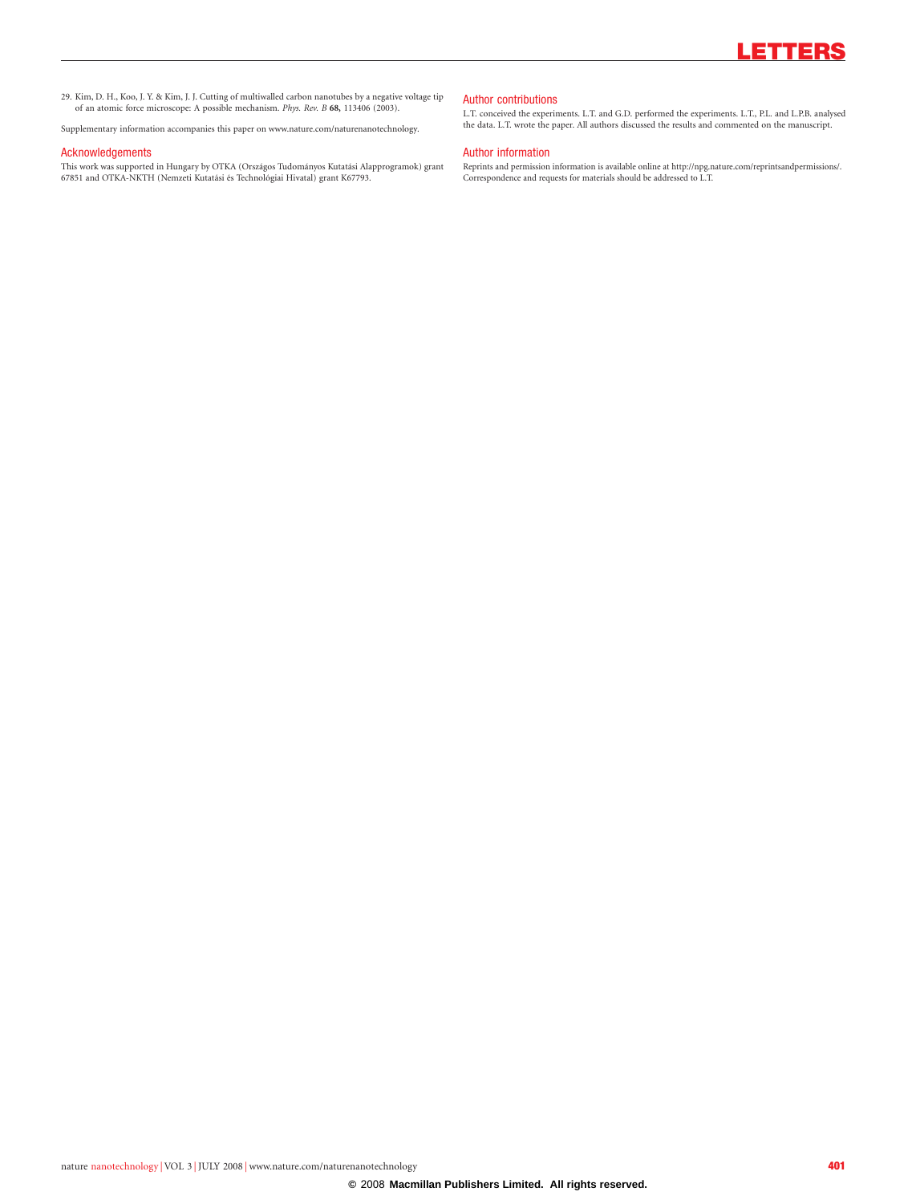29. Kim, D. H., Koo, J. Y. & Kim, J. J. Cutting of multiwalled carbon nanotubes by a negative voltage tip of an atomic force microscope: A possible mechanism. *Phys. Rev. B* **68,** 113406 (2003).

Supplementary information accompanies this paper on www.nature.com/naturenanotechnology.

## Acknowledgements

This work was supported in Hungary by OTKA (Országos Tudományos Kutatási Alapprogramok) grant 67851 and OTKA-NKTH (Nemzeti Kutatási és Technológiai Hivatal) grant K67793.

## Author contributions

L.T. conceived the experiments. L.T. and G.D. performed the experiments. L.T., P.L. and L.P.B. analysed the data. L.T. wrote the paper. All authors discussed the results and commented on the manuscript.

## Author information

Reprints and permission information is available online at http://npg.nature.com/reprintsandpermissions/. Correspondence and requests for materials should be addressed to L.T.